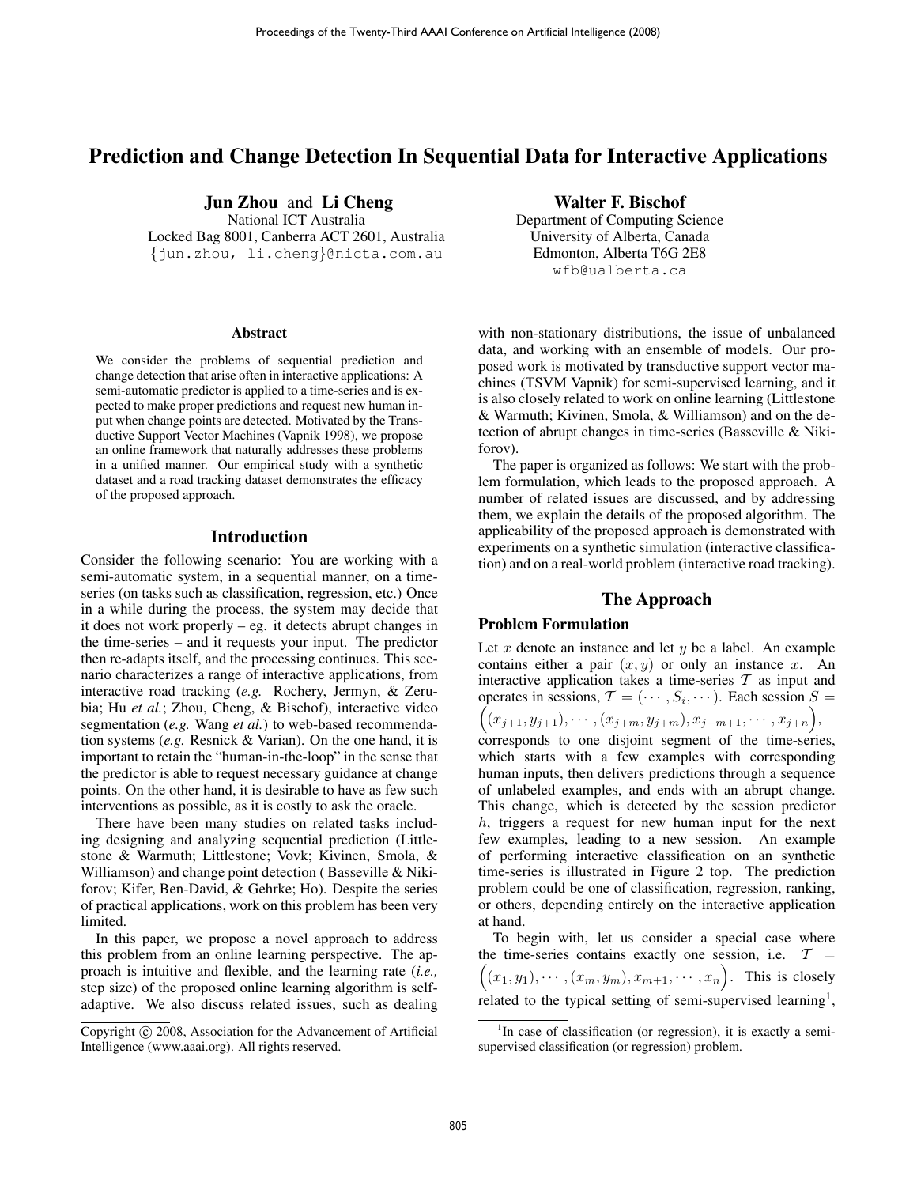# Prediction and Change Detection In Sequential Data for Interactive Applications

**Jun Zhou** and **Li Cheng**
National ICT Australia
Locked Bag 8001, Canberra ACT 2601, Australia
{jun.zhou, li.cheng}@nicta.com.au

**Walter F. Bischof**
Department of Computing Science
University of Alberta, Canada
Edmonton, Alberta T6G 2E8
wfb@ualberta.ca

## Abstract

We consider the problems of sequential prediction and change detection that arise often in interactive applications: A semi-automatic predictor is applied to a time-series and is expected to make proper predictions and request new human input when change points are detected. Motivated by the Transductive Support Vector Machines (Vapnik 1998), we propose an online framework that naturally addresses these problems in a unified manner. Our empirical study with a synthetic dataset and a road tracking dataset demonstrates the efficacy of the proposed approach.

## Introduction

Consider the following scenario: You are working with a semi-automatic system, in a sequential manner, on a time-series (on tasks such as classification, regression, etc.) Once in a while during the process, the system may decide that it does not work properly – eg. it detects abrupt changes in the time-series – and it requests your input. The predictor then re-adapts itself, and the processing continues. This scenario characterizes a range of interactive applications, from interactive road tracking (*e.g.* Rochery, Jermyn, & Zerubia; Hu *et al.*; Zhou, Cheng, & Bischof), interactive video segmentation (*e.g.* Wang *et al.*) to web-based recommendation systems (*e.g.* Resnick & Varian). On the one hand, it is important to retain the "human-in-the-loop" in the sense that the predictor is able to request necessary guidance at change points. On the other hand, it is desirable to have as few such interventions as possible, as it is costly to ask the oracle.

There have been many studies on related tasks including designing and analyzing sequential prediction (Littlestone & Warmuth; Littlestone; Vovk; Kivinen, Smola, & Williamson) and change point detection ( Basseville & Nikiforov; Kifer, Ben-David, & Gehrke; Ho). Despite the series of practical applications, work on this problem has been very limited.

In this paper, we propose a novel approach to address this problem from an online learning perspective. The approach is intuitive and flexible, and the learning rate (*i.e.,* step size) of the proposed online learning algorithm is self-adaptive. We also discuss related issues, such as dealing with non-stationary distributions, the issue of unbalanced data, and working with an ensemble of models. Our proposed work is motivated by transductive support vector machines (TSVM Vapnik) for semi-supervised learning, and it is also closely related to work on online learning (Littlestone & Warmuth; Kivinen, Smola, & Williamson) and on the detection of abrupt changes in time-series (Basseville & Nikiforov).

The paper is organized as follows: We start with the problem formulation, which leads to the proposed approach. A number of related issues are discussed, and by addressing them, we explain the details of the proposed algorithm. The applicability of the proposed approach is demonstrated with experiments on a synthetic simulation (interactive classification) and on a real-world problem (interactive road tracking).

## The Approach

### Problem Formulation

Let $x$ denote an instance and let $y$ be a label. An example contains either a pair $(x, y)$ or only an instance $x$. An interactive application takes a time-series $\mathcal{T}$ as input and operates in sessions, $\mathcal{T} = (\cdots, S_i, \cdots)$. Each session $S = \Big((x_{j+1}, y_{j+1}), \cdots, (x_{j+m}, y_{j+m}), x_{j+m+1}, \cdots, x_{j+n}\Big)$, corresponds to one disjoint segment of the time-series, which starts with a few examples with corresponding human inputs, then delivers predictions through a sequence of unlabeled examples, and ends with an abrupt change. This change, which is detected by the session predictor $h$, triggers a request for new human input for the next few examples, leading to a new session. An example of performing interactive classification on an synthetic time-series is illustrated in Figure 2 top. The prediction problem could be one of classification, regression, ranking, or others, depending entirely on the interactive application at hand.

To begin with, let us consider a special case where the time-series contains exactly one session, i.e. $\mathcal{T} = \Big((x_1, y_1), \cdots, (x_m, y_m), x_{m+1}, \cdots, x_n\Big)$. This is closely related to the typical setting of semi-supervised learning[1],

[1] In case of classification (or regression), it is exactly a semi-supervised classification (or regression) problem.

Copyright © 2008, Association for the Advancement of Artificial Intelligence (www.aaai.org). All rights reserved.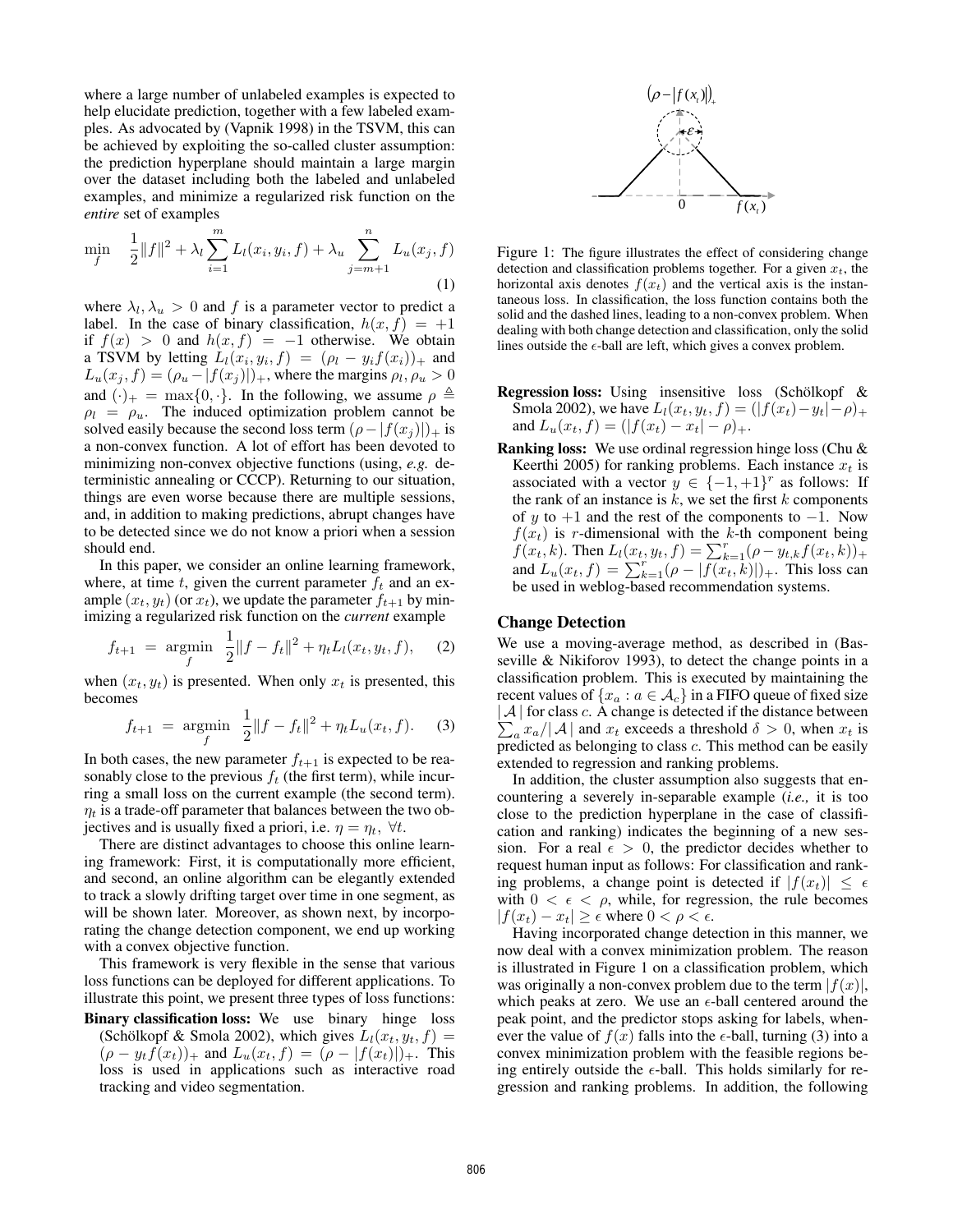where a large number of unlabeled examples is expected to help elucidate prediction, together with a few labeled examples. As advocated by (Vapnik 1998) in the TSVM, this can be achieved by exploiting the so-called cluster assumption: the prediction hyperplane should maintain a large margin over the dataset including both the labeled and unlabeled examples, and minimize a regularized risk function on the *entire* set of examples

$$\min_f \quad \frac{1}{2}\|f\|^2 + \lambda_l \sum_{i=1}^{m} L_l(x_i, y_i, f) + \lambda_u \sum_{j=m+1}^{n} L_u(x_j, f) \tag{1}$$

where $\lambda_l, \lambda_u > 0$ and $f$ is a parameter vector to predict a label. In the case of binary classification, $h(x, f) = +1$ if $f(x) > 0$ and $h(x, f) = -1$ otherwise. We obtain a TSVM by letting $L_l(x_i, y_i, f) = (\rho_l - y_i f(x_i))_+$ and $L_u(x_j, f) = (\rho_u - |f(x_j)|)_+$, where the margins $\rho_l, \rho_u > 0$ and $(\cdot)_+ = \max\{0, \cdot\}$. In the following, we assume $\rho \triangleq \rho_l = \rho_u$. The induced optimization problem cannot be solved easily because the second loss term $(\rho - |f(x_j)|)_+$ is a non-convex function. A lot of effort has been devoted to minimizing non-convex objective functions (using, *e.g.* deterministic annealing or CCCP). Returning to our situation, things are even worse because there are multiple sessions, and, in addition to making predictions, abrupt changes have to be detected since we do not know a priori when a session should end.

In this paper, we consider an online learning framework, where, at time $t$, given the current parameter $f_t$ and an example $(x_t, y_t)$ (or $x_t$), we update the parameter $f_{t+1}$ by minimizing a regularized risk function on the *current* example

$$f_{t+1} = \operatorname*{argmin}_f \quad \frac{1}{2}\|f - f_t\|^2 + \eta_t L_l(x_t, y_t, f), \tag{2}$$

when $(x_t, y_t)$ is presented. When only $x_t$ is presented, this becomes

$$f_{t+1} = \operatorname*{argmin}_f \quad \frac{1}{2}\|f - f_t\|^2 + \eta_t L_u(x_t, f). \tag{3}$$

In both cases, the new parameter $f_{t+1}$ is expected to be reasonably close to the previous $f_t$ (the first term), while incurring a small loss on the current example (the second term). $\eta_t$ is a trade-off parameter that balances between the two objectives and is usually fixed a priori, i.e. $\eta = \eta_t, \ \forall t$.

There are distinct advantages to choose this online learning framework: First, it is computationally more efficient, and second, an online algorithm can be elegantly extended to track a slowly drifting target over time in one segment, as will be shown later. Moreover, as shown next, by incorporating the change detection component, we end up working with a convex objective function.

This framework is very flexible in the sense that various loss functions can be deployed for different applications. To illustrate this point, we present three types of loss functions:

**Binary classification loss:** We use binary hinge loss (Schölkopf & Smola 2002), which gives $L_l(x_t, y_t, f) = (\rho - y_t f(x_t))_+$ and $L_u(x_t, f) = (\rho - |f(x_t)|)_+$. This loss is used in applications such as interactive road tracking and video segmentation.

Figure 1: The figure illustrates the effect of considering change detection and classification problems together. For a given $x_t$, the horizontal axis denotes $f(x_t)$ and the vertical axis is the instantaneous loss. In classification, the loss function contains both the solid and the dashed lines, leading to a non-convex problem. When dealing with both change detection and classification, only the solid lines outside the $\epsilon$-ball are left, which gives a convex problem.

**Regression loss:** Using insensitive loss (Schölkopf & Smola 2002), we have $L_l(x_t, y_t, f) = (|f(x_t) - y_t| - \rho)_+$ and $L_u(x_t, f) = (|f(x_t) - x_t| - \rho)_+$.

**Ranking loss:** We use ordinal regression hinge loss (Chu & Keerthi 2005) for ranking problems. Each instance $x_t$ is associated with a vector $y \in \{-1, +1\}^r$ as follows: If the rank of an instance is $k$, we set the first $k$ components of $y$ to $+1$ and the rest of the components to $-1$. Now $f(x_t)$ is $r$-dimensional with the $k$-th component being $f(x_t, k)$. Then $L_l(x_t, y_t, f) = \sum_{k=1}^{r} (\rho - y_{t,k} f(x_t, k))_+$ and $L_u(x_t, f) = \sum_{k=1}^{r} (\rho - |f(x_t, k)|)_+$. This loss can be used in weblog-based recommendation systems.

## Change Detection

We use a moving-average method, as described in (Basseville & Nikiforov 1993), to detect the change points in a classification problem. This is executed by maintaining the recent values of $\{x_a : a \in \mathcal{A}_c\}$ in a FIFO queue of fixed size $|\mathcal{A}|$ for class $c$. A change is detected if the distance between $\sum_a x_a / |\mathcal{A}|$ and $x_t$ exceeds a threshold $\delta > 0$, when $x_t$ is predicted as belonging to class $c$. This method can be easily extended to regression and ranking problems.

In addition, the cluster assumption also suggests that encountering a severely in-separable example (*i.e.,* it is too close to the prediction hyperplane in the case of classification and ranking) indicates the beginning of a new session. For a real $\epsilon > 0$, the predictor decides whether to request human input as follows: For classification and ranking problems, a change point is detected if $|f(x_t)| \leq \epsilon$ with $0 < \epsilon < \rho$, while, for regression, the rule becomes $|f(x_t) - x_t| \geq \epsilon$ where $0 < \rho < \epsilon$.

Having incorporated change detection in this manner, we now deal with a convex minimization problem. The reason is illustrated in Figure 1 on a classification problem, which was originally a non-convex problem due to the term $|f(x)|$, which peaks at zero. We use an $\epsilon$-ball centered around the peak point, and the predictor stops asking for labels, whenever the value of $f(x)$ falls into the $\epsilon$-ball, turning (3) into a convex minimization problem with the feasible regions being entirely outside the $\epsilon$-ball. This holds similarly for regression and ranking problems. In addition, the following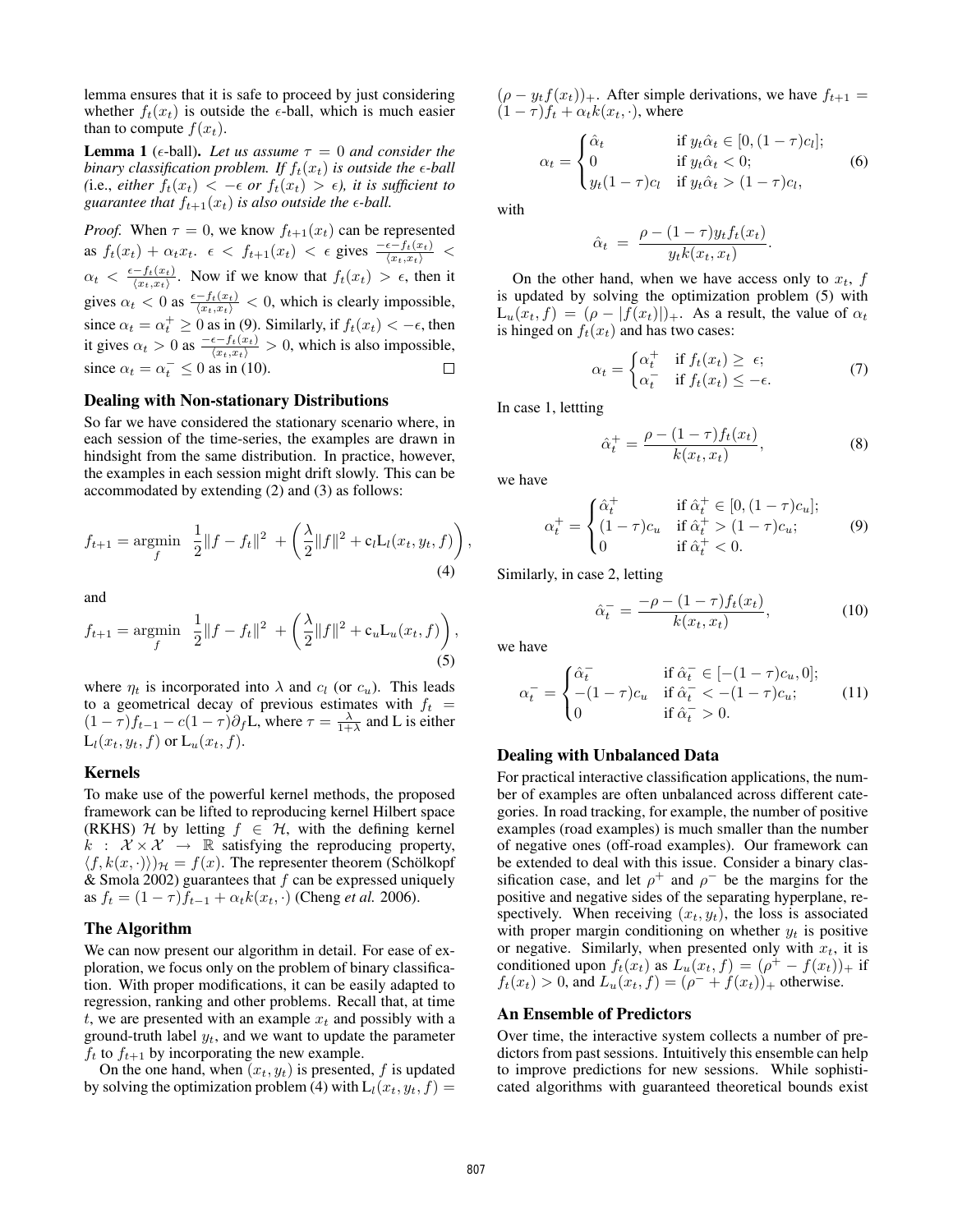lemma ensures that it is safe to proceed by just considering whether $f_t(x_t)$ is outside the $\epsilon$-ball, which is much easier than to compute $f(x_t)$.

**Lemma 1** ($\epsilon$-ball). *Let us assume $\tau = 0$ and consider the binary classification problem. If $f_t(x_t)$ is outside the $\epsilon$-ball (*i.e.*, either $f_t(x_t) < -\epsilon$ or $f_t(x_t) > \epsilon$), it is sufficient to guarantee that $f_{t+1}(x_t)$ is also outside the $\epsilon$-ball.*

*Proof.* When $\tau = 0$, we know $f_{t+1}(x_t)$ can be represented as $f_t(x_t) + \alpha_t x_t$. $\epsilon < f_{t+1}(x_t) < \epsilon$ gives $\frac{-\epsilon - f_t(x_t)}{\langle x_t, x_t \rangle} < \alpha_t < \frac{\epsilon - f_t(x_t)}{\langle x_t, x_t \rangle}$. Now if we know that $f_t(x_t) > \epsilon$, then it gives $\alpha_t < 0$ as $\frac{\epsilon - f_t(x_t)}{\langle x_t, x_t \rangle} < 0$, which is clearly impossible, since $\alpha_t = \alpha_t^+ \geq 0$ as in (9). Similarly, if $f_t(x_t) < -\epsilon$, then it gives $\alpha_t > 0$ as $\frac{-\epsilon - f_t(x_t)}{\langle x_t, x_t \rangle} > 0$, which is also impossible, since $\alpha_t = \alpha_t^- \leq 0$ as in (10). □

### Dealing with Non-stationary Distributions

So far we have considered the stationary scenario where, in each session of the time-series, the examples are drawn in hindsight from the same distribution. In practice, however, the examples in each session might drift slowly. This can be accommodated by extending (2) and (3) as follows:

$$f_{t+1} = \underset{f}{\operatorname{argmin}} \;\; \frac{1}{2}\|f - f_t\|^2 + \left( \frac{\lambda}{2}\|f\|^2 + c_l \mathrm{L}_l(x_t, y_t, f) \right), \tag{4}$$

and

$$f_{t+1} = \underset{f}{\operatorname{argmin}} \;\; \frac{1}{2}\|f - f_t\|^2 + \left( \frac{\lambda}{2}\|f\|^2 + c_u \mathrm{L}_u(x_t, f) \right), \tag{5}$$

where $\eta_t$ is incorporated into $\lambda$ and $c_l$ (or $c_u$). This leads to a geometrical decay of previous estimates with $f_t = (1-\tau)f_{t-1} - c(1-\tau)\partial_f \mathrm{L}$, where $\tau = \frac{\lambda}{1+\lambda}$ and L is either $\mathrm{L}_l(x_t, y_t, f)$ or $\mathrm{L}_u(x_t, f)$.

### Kernels

To make use of the powerful kernel methods, the proposed framework can be lifted to reproducing kernel Hilbert space (RKHS) $\mathcal{H}$ by letting $f \in \mathcal{H}$, with the defining kernel $k : \mathcal{X} \times \mathcal{X} \to \mathbb{R}$ satisfying the reproducing property, $\langle f, k(x, \cdot) \rangle_{\mathcal{H}} = f(x)$. The representer theorem (Schölkopf & Smola 2002) guarantees that $f$ can be expressed uniquely as $f_t = (1-\tau)f_{t-1} + \alpha_t k(x_t, \cdot)$ (Cheng *et al.* 2006).

### The Algorithm

We can now present our algorithm in detail. For ease of exploration, we focus only on the problem of binary classification. With proper modifications, it can be easily adapted to regression, ranking and other problems. Recall that, at time $t$, we are presented with an example $x_t$ and possibly with a ground-truth label $y_t$, and we want to update the parameter $f_t$ to $f_{t+1}$ by incorporating the new example.

On the one hand, when $(x_t, y_t)$ is presented, $f$ is updated by solving the optimization problem (4) with $\mathrm{L}_l(x_t, y_t, f) = (\rho - y_t f(x_t))_+$. After simple derivations, we have $f_{t+1} = (1-\tau)f_t + \alpha_t k(x_t, \cdot)$, where

$$\alpha_t = \begin{cases} \hat{\alpha}_t & \text{if } y_t\hat{\alpha}_t \in [0, (1-\tau)c_l]; \\ 0 & \text{if } y_t\hat{\alpha}_t < 0; \\ y_t(1-\tau)c_l & \text{if } y_t\hat{\alpha}_t > (1-\tau)c_l, \end{cases} \tag{6}$$

with

$$\hat{\alpha}_t = \frac{\rho - (1-\tau)y_t f_t(x_t)}{y_t k(x_t, x_t)}.$$

On the other hand, when we have access only to $x_t$, $f$ is updated by solving the optimization problem (5) with $\mathrm{L}_u(x_t, f) = (\rho - |f(x_t)|)_+$. As a result, the value of $\alpha_t$ is hinged on $f_t(x_t)$ and has two cases:

$$\alpha_t = \begin{cases} \alpha_t^+ & \text{if } f_t(x_t) \geq \epsilon; \\ \alpha_t^- & \text{if } f_t(x_t) \leq -\epsilon. \end{cases} \tag{7}$$

In case 1, lettting

$$\hat{\alpha}_t^+ = \frac{\rho - (1-\tau)f_t(x_t)}{k(x_t, x_t)}, \tag{8}$$

we have

$$\alpha_t^+ = \begin{cases} \hat{\alpha}_t^+ & \text{if } \hat{\alpha}_t^+ \in [0, (1-\tau)c_u]; \\ (1-\tau)c_u & \text{if } \hat{\alpha}_t^+ > (1-\tau)c_u; \\ 0 & \text{if } \hat{\alpha}_t^+ < 0. \end{cases} \tag{9}$$

Similarly, in case 2, letting

$$\hat{\alpha}_t^- = \frac{-\rho - (1-\tau)f_t(x_t)}{k(x_t, x_t)}, \tag{10}$$

we have

$$\alpha_t^- = \begin{cases} \hat{\alpha}_t^- & \text{if } \hat{\alpha}_t^- \in [-(1-\tau)c_u, 0]; \\ -(1-\tau)c_u & \text{if } \hat{\alpha}_t^- < -(1-\tau)c_u; \\ 0 & \text{if } \hat{\alpha}_t^- > 0. \end{cases} \tag{11}$$

### Dealing with Unbalanced Data

For practical interactive classification applications, the number of examples are often unbalanced across different categories. In road tracking, for example, the number of positive examples (road examples) is much smaller than the number of negative ones (off-road examples). Our framework can be extended to deal with this issue. Consider a binary classification case, and let $\rho^+$ and $\rho^-$ be the margins for the positive and negative sides of the separating hyperplane, respectively. When receiving $(x_t, y_t)$, the loss is associated with proper margin conditioning on whether $y_t$ is positive or negative. Similarly, when presented only with $x_t$, it is conditioned upon $f_t(x_t)$ as $L_u(x_t, f) = (\rho^+ - f(x_t))_+$ if $f_t(x_t) > 0$, and $L_u(x_t, f) = (\rho^- + f(x_t))_+$ otherwise.

### An Ensemble of Predictors

Over time, the interactive system collects a number of predictors from past sessions. Intuitively this ensemble can help to improve predictions for new sessions. While sophisticated algorithms with guaranteed theoretical bounds exist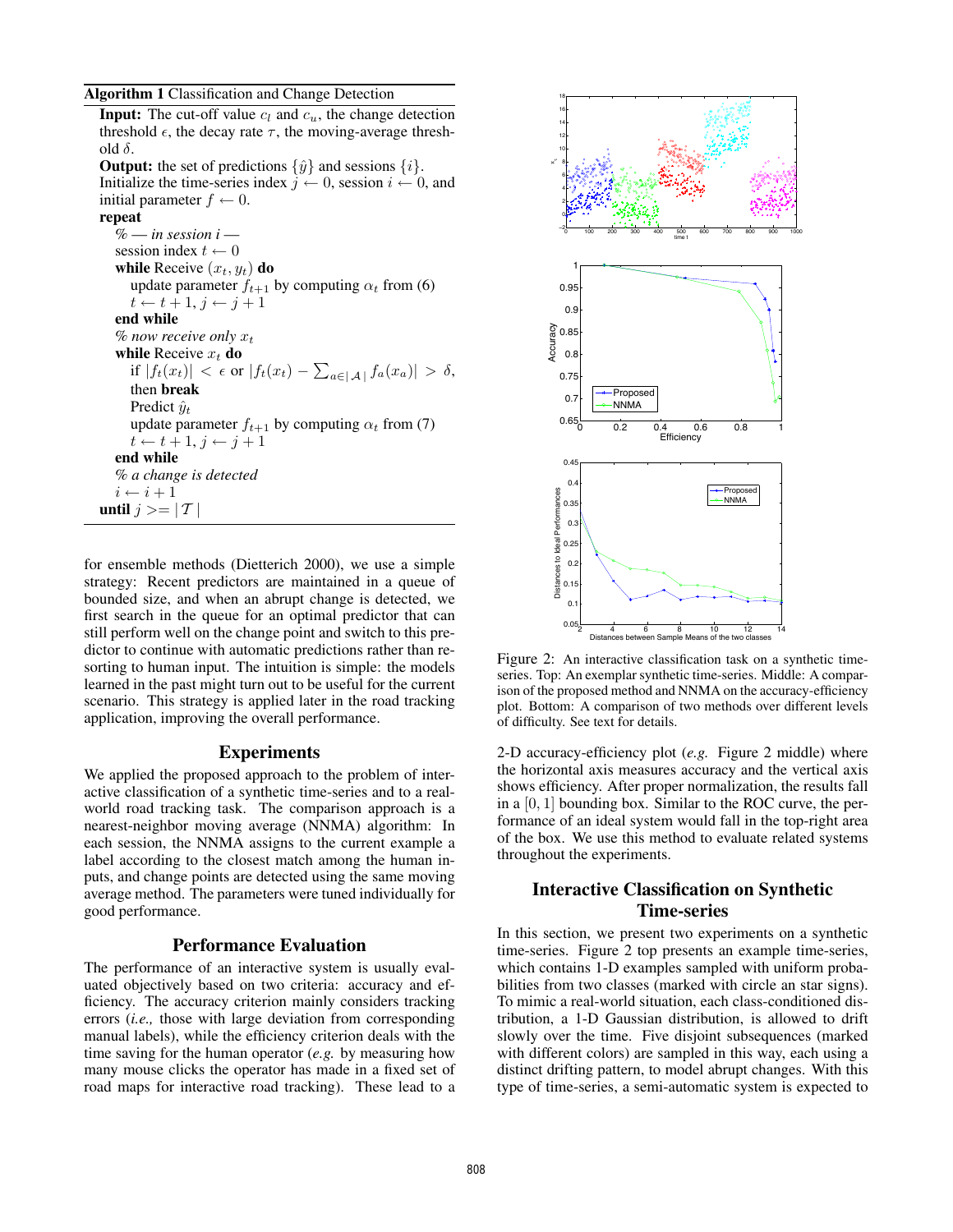**Algorithm 1** Classification and Change Detection

**Input:** The cut-off value $c_l$ and $c_u$, the change detection threshold $\epsilon$, the decay rate $\tau$, the moving-average threshold $\delta$.
**Output:** the set of predictions $\{\hat{y}\}$ and sessions $\{i\}$.
Initialize the time-series index $j \leftarrow 0$, session $i \leftarrow 0$, and initial parameter $f \leftarrow 0$.
**repeat**
  % — *in session i* —
  session index $t \leftarrow 0$
  **while** Receive $(x_t, y_t)$ **do**
    update parameter $f_{t+1}$ by computing $\alpha_t$ from (6)
    $t \leftarrow t+1, j \leftarrow j+1$
  **end while**
  % *now receive only* $x_t$
  **while** Receive $x_t$ **do**
    if $|f_t(x_t)| < \epsilon$ or $|f_t(x_t) - \sum_{a \in |\mathcal{A}|} f_a(x_a)| > \delta$, then **break**
    Predict $\hat{y}_t$
    update parameter $f_{t+1}$ by computing $\alpha_t$ from (7)
    $t \leftarrow t+1, j \leftarrow j+1$
  **end while**
  % *a change is detected*
  $i \leftarrow i+1$
**until** $j >= |\mathcal{T}|$

for ensemble methods (Dietterich 2000), we use a simple strategy: Recent predictors are maintained in a queue of bounded size, and when an abrupt change is detected, we first search in the queue for an optimal predictor that can still perform well on the change point and switch to this predictor to continue with automatic predictions rather than resorting to human input. The intuition is simple: the models learned in the past might turn out to be useful for the current scenario. This strategy is applied later in the road tracking application, improving the overall performance.

## Experiments

We applied the proposed approach to the problem of interactive classification of a synthetic time-series and to a real-world road tracking task. The comparison approach is a nearest-neighbor moving average (NNMA) algorithm: In each session, the NNMA assigns to the current example a label according to the closest match among the human inputs, and change points are detected using the same moving average method. The parameters were tuned individually for good performance.

## Performance Evaluation

The performance of an interactive system is usually evaluated objectively based on two criteria: accuracy and efficiency. The accuracy criterion mainly considers tracking errors (*i.e.,* those with large deviation from corresponding manual labels), while the efficiency criterion deals with the time saving for the human operator (*e.g.* by measuring how many mouse clicks the operator has made in a fixed set of road maps for interactive road tracking). These lead to a 2-D accuracy-efficiency plot (*e.g.* Figure 2 middle) where the horizontal axis measures accuracy and the vertical axis shows efficiency. After proper normalization, the results fall in a $[0, 1]$ bounding box. Similar to the ROC curve, the performance of an ideal system would fall in the top-right area of the box. We use this method to evaluate related systems throughout the experiments.

Figure 2: An interactive classification task on a synthetic time-series. Top: An exemplar synthetic time-series. Middle: A comparison of the proposed method and NNMA on the accuracy-efficiency plot. Bottom: A comparison of two methods over different levels of difficulty. See text for details.

## Interactive Classification on Synthetic Time-series

In this section, we present two experiments on a synthetic time-series. Figure 2 top presents an example time-series, which contains 1-D examples sampled with uniform probabilities from two classes (marked with circle an star signs). To mimic a real-world situation, each class-conditioned distribution, a 1-D Gaussian distribution, is allowed to drift slowly over the time. Five disjoint subsequences (marked with different colors) are sampled in this way, each using a distinct drifting pattern, to model abrupt changes. With this type of time-series, a semi-automatic system is expected to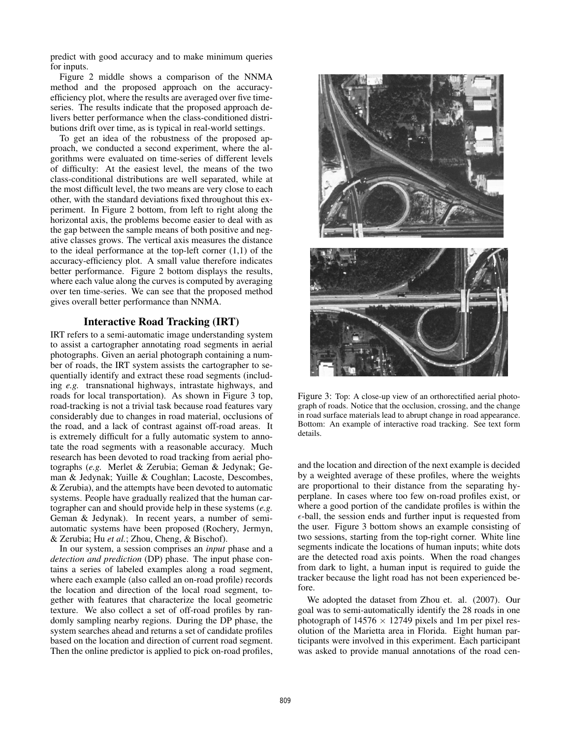predict with good accuracy and to make minimum queries for inputs.

Figure 2 middle shows a comparison of the NNMA method and the proposed approach on the accuracy-efficiency plot, where the results are averaged over five time-series. The results indicate that the proposed approach delivers better performance when the class-conditioned distributions drift over time, as is typical in real-world settings.

To get an idea of the robustness of the proposed approach, we conducted a second experiment, where the algorithms were evaluated on time-series of different levels of difficulty: At the easiest level, the means of the two class-conditional distributions are well separated, while at the most difficult level, the two means are very close to each other, with the standard deviations fixed throughout this experiment. In Figure 2 bottom, from left to right along the horizontal axis, the problems become easier to deal with as the gap between the sample means of both positive and negative classes grows. The vertical axis measures the distance to the ideal performance at the top-left corner (1,1) of the accuracy-efficiency plot. A small value therefore indicates better performance. Figure 2 bottom displays the results, where each value along the curves is computed by averaging over ten time-series. We can see that the proposed method gives overall better performance than NNMA.

## Interactive Road Tracking (IRT)

IRT refers to a semi-automatic image understanding system to assist a cartographer annotating road segments in aerial photographs. Given an aerial photograph containing a number of roads, the IRT system assists the cartographer to sequentially identify and extract these road segments (including *e.g.* transnational highways, intrastate highways, and roads for local transportation). As shown in Figure 3 top, road-tracking is not a trivial task because road features vary considerably due to changes in road material, occlusions of the road, and a lack of contrast against off-road areas. It is extremely difficult for a fully automatic system to annotate the road segments with a reasonable accuracy. Much research has been devoted to road tracking from aerial photographs (*e.g.* Merlet & Zerubia; Geman & Jedynak; Geman & Jedynak; Yuille & Coughlan; Lacoste, Descombes, & Zerubia), and the attempts have been devoted to automatic systems. People have gradually realized that the human cartographer can and should provide help in these systems (*e.g.* Geman & Jedynak). In recent years, a number of semi-automatic systems have been proposed (Rochery, Jermyn, & Zerubia; Hu *et al.*; Zhou, Cheng, & Bischof).

In our system, a session comprises an *input* phase and a *detection and prediction* (DP) phase. The input phase contains a series of labeled examples along a road segment, where each example (also called an on-road profile) records the location and direction of the local road segment, together with features that characterize the local geometric texture. We also collect a set of off-road profiles by randomly sampling nearby regions. During the DP phase, the system searches ahead and returns a set of candidate profiles based on the location and direction of current road segment. Then the online predictor is applied to pick on-road profiles, and the location and direction of the next example is decided by a weighted average of these profiles, where the weights are proportional to their distance from the separating hyperplane. In cases where too few on-road profiles exist, or where a good portion of the candidate profiles is within the $\epsilon$-ball, the session ends and further input is requested from the user. Figure 3 bottom shows an example consisting of two sessions, starting from the top-right corner. White line segments indicate the locations of human inputs; white dots are the detected road axis points. When the road changes from dark to light, a human input is required to guide the tracker because the light road has not been experienced before.

Figure 3: Top: A close-up view of an orthorectified aerial photograph of roads. Notice that the occlusion, crossing, and the change in road surface materials lead to abrupt change in road appearance. Bottom: An example of interactive road tracking. See text form details.

We adopted the dataset from Zhou et. al. (2007). Our goal was to semi-automatically identify the 28 roads in one photograph of $14576 \times 12749$ pixels and 1m per pixel resolution of the Marietta area in Florida. Eight human participants were involved in this experiment. Each participant was asked to provide manual annotations of the road cen-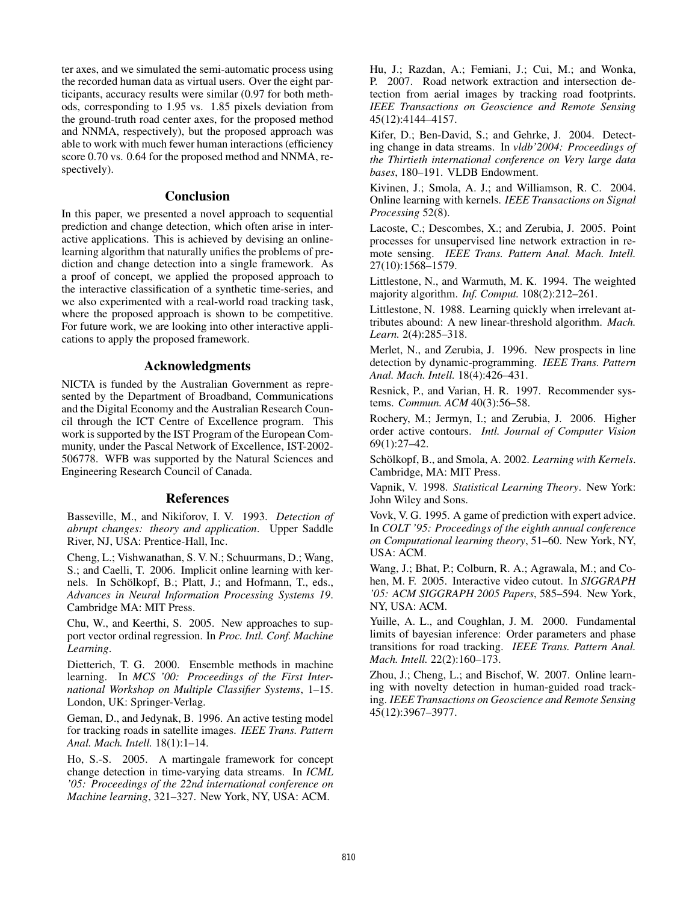ter axes, and we simulated the semi-automatic process using the recorded human data as virtual users. Over the eight participants, accuracy results were similar (0.97 for both methods, corresponding to 1.95 vs. 1.85 pixels deviation from the ground-truth road center axes, for the proposed method and NNMA, respectively), but the proposed approach was able to work with much fewer human interactions (efficiency score 0.70 vs. 0.64 for the proposed method and NNMA, respectively).

## Conclusion

In this paper, we presented a novel approach to sequential prediction and change detection, which often arise in interactive applications. This is achieved by devising an online-learning algorithm that naturally unifies the problems of prediction and change detection into a single framework. As a proof of concept, we applied the proposed approach to the interactive classification of a synthetic time-series, and we also experimented with a real-world road tracking task, where the proposed approach is shown to be competitive. For future work, we are looking into other interactive applications to apply the proposed framework.

## Acknowledgments

NICTA is funded by the Australian Government as represented by the Department of Broadband, Communications and the Digital Economy and the Australian Research Council through the ICT Centre of Excellence program. This work is supported by the IST Program of the European Community, under the Pascal Network of Excellence, IST-2002-506778. WFB was supported by the Natural Sciences and Engineering Research Council of Canada.

## References

Basseville, M., and Nikiforov, I. V. 1993. *Detection of abrupt changes: theory and application*. Upper Saddle River, NJ, USA: Prentice-Hall, Inc.

Cheng, L.; Vishwanathan, S. V. N.; Schuurmans, D.; Wang, S.; and Caelli, T. 2006. Implicit online learning with kernels. In Schölkopf, B.; Platt, J.; and Hofmann, T., eds., *Advances in Neural Information Processing Systems 19*. Cambridge MA: MIT Press.

Chu, W., and Keerthi, S. 2005. New approaches to support vector ordinal regression. In *Proc. Intl. Conf. Machine Learning*.

Dietterich, T. G. 2000. Ensemble methods in machine learning. In *MCS '00: Proceedings of the First International Workshop on Multiple Classifier Systems*, 1–15. London, UK: Springer-Verlag.

Geman, D., and Jedynak, B. 1996. An active testing model for tracking roads in satellite images. *IEEE Trans. Pattern Anal. Mach. Intell.* 18(1):1–14.

Ho, S.-S. 2005. A martingale framework for concept change detection in time-varying data streams. In *ICML '05: Proceedings of the 22nd international conference on Machine learning*, 321–327. New York, NY, USA: ACM.

Hu, J.; Razdan, A.; Femiani, J.; Cui, M.; and Wonka, P. 2007. Road network extraction and intersection detection from aerial images by tracking road footprints. *IEEE Transactions on Geoscience and Remote Sensing* 45(12):4144–4157.

Kifer, D.; Ben-David, S.; and Gehrke, J. 2004. Detecting change in data streams. In *vldb'2004: Proceedings of the Thirtieth international conference on Very large data bases*, 180–191. VLDB Endowment.

Kivinen, J.; Smola, A. J.; and Williamson, R. C. 2004. Online learning with kernels. *IEEE Transactions on Signal Processing* 52(8).

Lacoste, C.; Descombes, X.; and Zerubia, J. 2005. Point processes for unsupervised line network extraction in remote sensing. *IEEE Trans. Pattern Anal. Mach. Intell.* 27(10):1568–1579.

Littlestone, N., and Warmuth, M. K. 1994. The weighted majority algorithm. *Inf. Comput.* 108(2):212–261.

Littlestone, N. 1988. Learning quickly when irrelevant attributes abound: A new linear-threshold algorithm. *Mach. Learn.* 2(4):285–318.

Merlet, N., and Zerubia, J. 1996. New prospects in line detection by dynamic-programming. *IEEE Trans. Pattern Anal. Mach. Intell.* 18(4):426–431.

Resnick, P., and Varian, H. R. 1997. Recommender systems. *Commun. ACM* 40(3):56–58.

Rochery, M.; Jermyn, I.; and Zerubia, J. 2006. Higher order active contours. *Intl. Journal of Computer Vision* 69(1):27–42.

Schölkopf, B., and Smola, A. 2002. *Learning with Kernels*. Cambridge, MA: MIT Press.

Vapnik, V. 1998. *Statistical Learning Theory*. New York: John Wiley and Sons.

Vovk, V. G. 1995. A game of prediction with expert advice. In *COLT '95: Proceedings of the eighth annual conference on Computational learning theory*, 51–60. New York, NY, USA: ACM.

Wang, J.; Bhat, P.; Colburn, R. A.; Agrawala, M.; and Cohen, M. F. 2005. Interactive video cutout. In *SIGGRAPH '05: ACM SIGGRAPH 2005 Papers*, 585–594. New York, NY, USA: ACM.

Yuille, A. L., and Coughlan, J. M. 2000. Fundamental limits of bayesian inference: Order parameters and phase transitions for road tracking. *IEEE Trans. Pattern Anal. Mach. Intell.* 22(2):160–173.

Zhou, J.; Cheng, L.; and Bischof, W. 2007. Online learning with novelty detection in human-guided road tracking. *IEEE Transactions on Geoscience and Remote Sensing* 45(12):3967–3977.